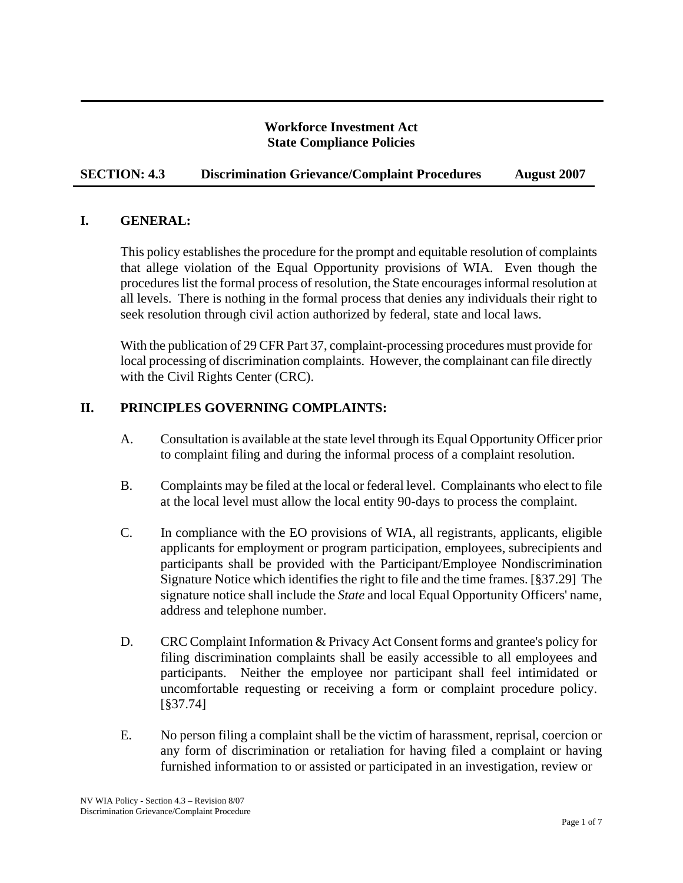**Workforce Investment Act**
**State Compliance Policies**

**SECTION: 4.3 Discrimination Grievance/Complaint Procedures August 2007**

## I. GENERAL:

This policy establishes the procedure for the prompt and equitable resolution of complaints that allege violation of the Equal Opportunity provisions of WIA. Even though the procedures list the formal process of resolution, the State encourages informal resolution at all levels. There is nothing in the formal process that denies any individuals their right to seek resolution through civil action authorized by federal, state and local laws.

With the publication of 29 CFR Part 37, complaint-processing procedures must provide for local processing of discrimination complaints. However, the complainant can file directly with the Civil Rights Center (CRC).

## II. PRINCIPLES GOVERNING COMPLAINTS:

A. Consultation is available at the state level through its Equal Opportunity Officer prior to complaint filing and during the informal process of a complaint resolution.

B. Complaints may be filed at the local or federal level. Complainants who elect to file at the local level must allow the local entity 90-days to process the complaint.

C. In compliance with the EO provisions of WIA, all registrants, applicants, eligible applicants for employment or program participation, employees, subrecipients and participants shall be provided with the Participant/Employee Nondiscrimination Signature Notice which identifies the right to file and the time frames. [§37.29] The signature notice shall include the *State* and local Equal Opportunity Officers' name, address and telephone number.

D. CRC Complaint Information & Privacy Act Consent forms and grantee's policy for filing discrimination complaints shall be easily accessible to all employees and participants. Neither the employee nor participant shall feel intimidated or uncomfortable requesting or receiving a form or complaint procedure policy. [§37.74]

E. No person filing a complaint shall be the victim of harassment, reprisal, coercion or any form of discrimination or retaliation for having filed a complaint or having furnished information to or assisted or participated in an investigation, review or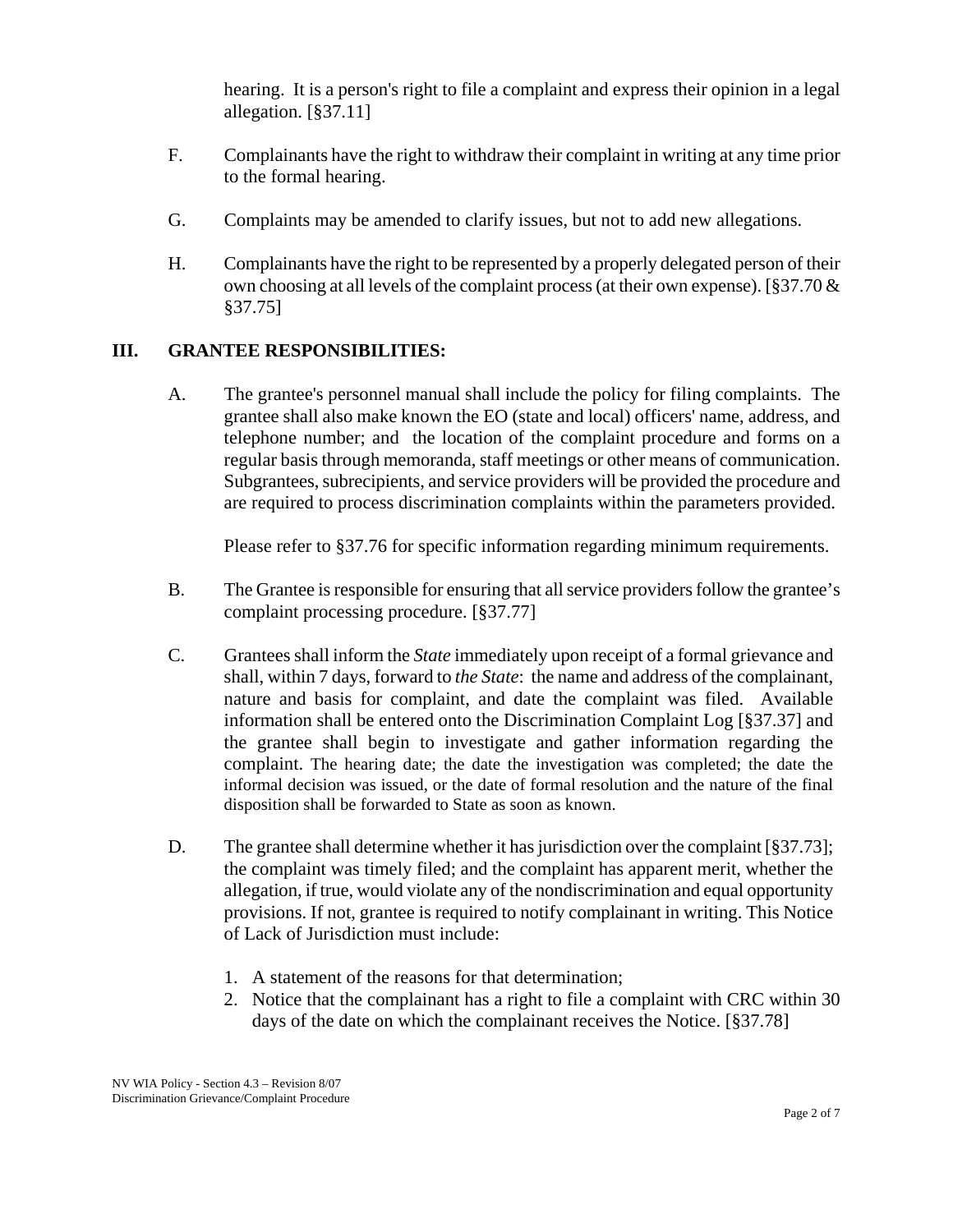hearing. It is a person's right to file a complaint and express their opinion in a legal allegation. [§37.11]

F. Complainants have the right to withdraw their complaint in writing at any time prior to the formal hearing.

G. Complaints may be amended to clarify issues, but not to add new allegations.

H. Complainants have the right to be represented by a properly delegated person of their own choosing at all levels of the complaint process (at their own expense). [§37.70 & §37.75]

## III. GRANTEE RESPONSIBILITIES:

A. The grantee's personnel manual shall include the policy for filing complaints. The grantee shall also make known the EO (state and local) officers' name, address, and telephone number; and the location of the complaint procedure and forms on a regular basis through memoranda, staff meetings or other means of communication. Subgrantees, subrecipients, and service providers will be provided the procedure and are required to process discrimination complaints within the parameters provided.

   Please refer to §37.76 for specific information regarding minimum requirements.

B. The Grantee is responsible for ensuring that all service providers follow the grantee's complaint processing procedure. [§37.77]

C. Grantees shall inform the *State* immediately upon receipt of a formal grievance and shall, within 7 days, forward to *the State*: the name and address of the complainant, nature and basis for complaint, and date the complaint was filed. Available information shall be entered onto the Discrimination Complaint Log [§37.37] and the grantee shall begin to investigate and gather information regarding the complaint. The hearing date; the date the investigation was completed; the date the informal decision was issued, or the date of formal resolution and the nature of the final disposition shall be forwarded to State as soon as known.

D. The grantee shall determine whether it has jurisdiction over the complaint [§37.73]; the complaint was timely filed; and the complaint has apparent merit, whether the allegation, if true, would violate any of the nondiscrimination and equal opportunity provisions. If not, grantee is required to notify complainant in writing. This Notice of Lack of Jurisdiction must include:

   1. A statement of the reasons for that determination;
   2. Notice that the complainant has a right to file a complaint with CRC within 30 days of the date on which the complainant receives the Notice. [§37.78]

NV WIA Policy - Section 4.3 – Revision 8/07
Discrimination Grievance/Complaint Procedure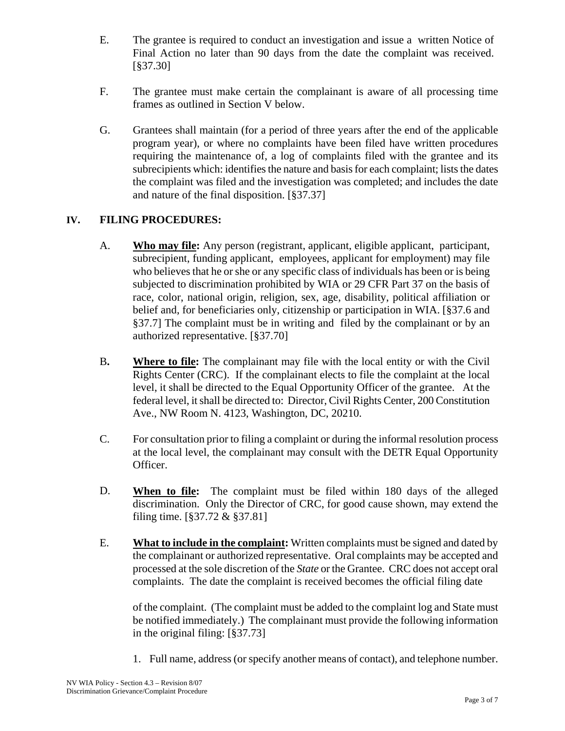E. The grantee is required to conduct an investigation and issue a written Notice of Final Action no later than 90 days from the date the complaint was received. [§37.30]

F. The grantee must make certain the complainant is aware of all processing time frames as outlined in Section V below.

G. Grantees shall maintain (for a period of three years after the end of the applicable program year), or where no complaints have been filed have written procedures requiring the maintenance of, a log of complaints filed with the grantee and its subrecipients which: identifies the nature and basis for each complaint; lists the dates the complaint was filed and the investigation was completed; and includes the date and nature of the final disposition. [§37.37]

## IV. FILING PROCEDURES:

A. **Who may file:** Any person (registrant, applicant, eligible applicant, participant, subrecipient, funding applicant, employees, applicant for employment) may file who believes that he or she or any specific class of individuals has been or is being subjected to discrimination prohibited by WIA or 29 CFR Part 37 on the basis of race, color, national origin, religion, sex, age, disability, political affiliation or belief and, for beneficiaries only, citizenship or participation in WIA. [§37.6 and §37.7] The complaint must be in writing and filed by the complainant or by an authorized representative. [§37.70]

B. **Where to file:** The complainant may file with the local entity or with the Civil Rights Center (CRC). If the complainant elects to file the complaint at the local level, it shall be directed to the Equal Opportunity Officer of the grantee. At the federal level, it shall be directed to: Director, Civil Rights Center, 200 Constitution Ave., NW Room N. 4123, Washington, DC, 20210.

C. For consultation prior to filing a complaint or during the informal resolution process at the local level, the complainant may consult with the DETR Equal Opportunity Officer.

D. **When to file:** The complaint must be filed within 180 days of the alleged discrimination. Only the Director of CRC, for good cause shown, may extend the filing time. [§37.72 & §37.81]

E. **What to include in the complaint:** Written complaints must be signed and dated by the complainant or authorized representative. Oral complaints may be accepted and processed at the sole discretion of the *State* or the Grantee. CRC does not accept oral complaints. The date the complaint is received becomes the official filing date of the complaint. (The complaint must be added to the complaint log and State must be notified immediately.) The complainant must provide the following information in the original filing: [§37.73]

1. Full name, address (or specify another means of contact), and telephone number.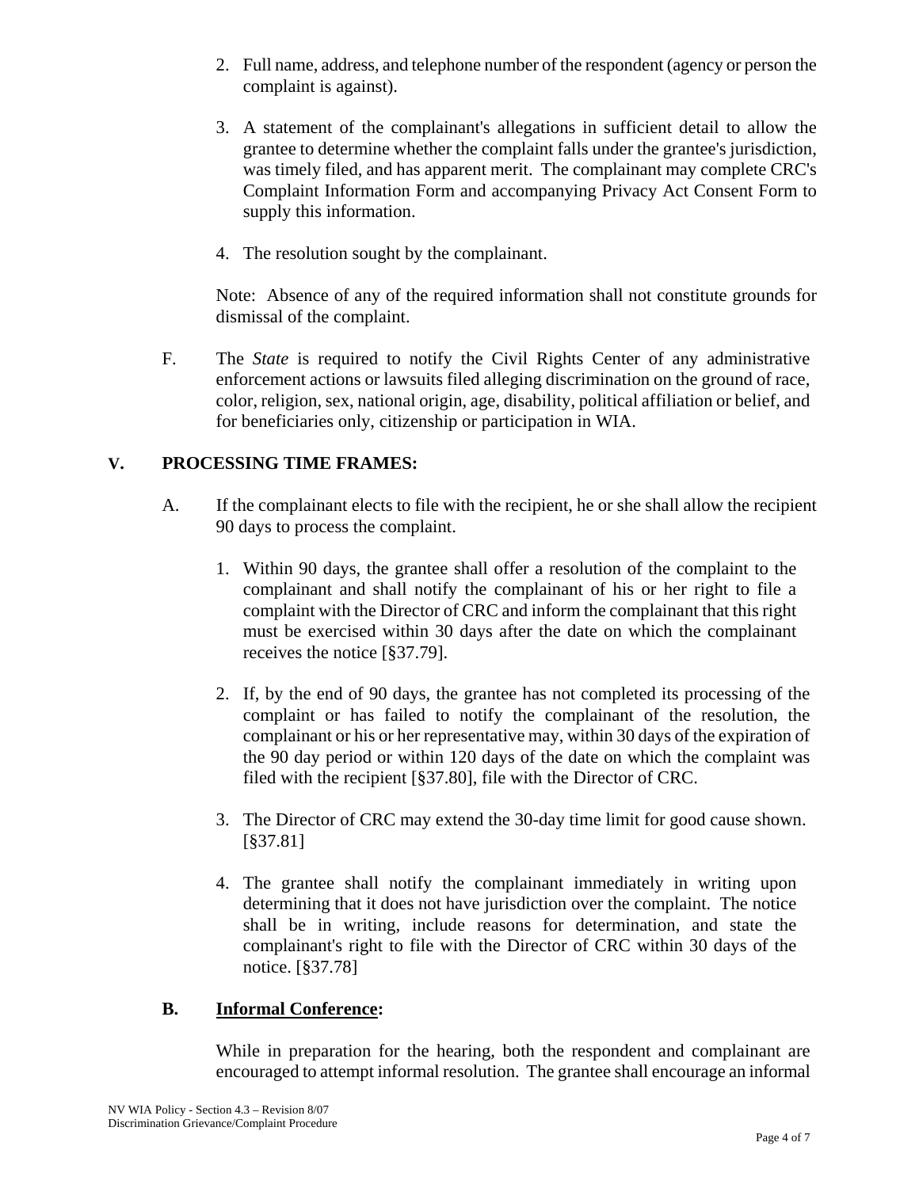2. Full name, address, and telephone number of the respondent (agency or person the complaint is against).

3. A statement of the complainant's allegations in sufficient detail to allow the grantee to determine whether the complaint falls under the grantee's jurisdiction, was timely filed, and has apparent merit. The complainant may complete CRC's Complaint Information Form and accompanying Privacy Act Consent Form to supply this information.

4. The resolution sought by the complainant.

Note: Absence of any of the required information shall not constitute grounds for dismissal of the complaint.

F. The *State* is required to notify the Civil Rights Center of any administrative enforcement actions or lawsuits filed alleging discrimination on the ground of race, color, religion, sex, national origin, age, disability, political affiliation or belief, and for beneficiaries only, citizenship or participation in WIA.

## V. PROCESSING TIME FRAMES:

A. If the complainant elects to file with the recipient, he or she shall allow the recipient 90 days to process the complaint.

1. Within 90 days, the grantee shall offer a resolution of the complaint to the complainant and shall notify the complainant of his or her right to file a complaint with the Director of CRC and inform the complainant that this right must be exercised within 30 days after the date on which the complainant receives the notice [§37.79].

2. If, by the end of 90 days, the grantee has not completed its processing of the complaint or has failed to notify the complainant of the resolution, the complainant or his or her representative may, within 30 days of the expiration of the 90 day period or within 120 days of the date on which the complaint was filed with the recipient [§37.80], file with the Director of CRC.

3. The Director of CRC may extend the 30-day time limit for good cause shown. [§37.81]

4. The grantee shall notify the complainant immediately in writing upon determining that it does not have jurisdiction over the complaint. The notice shall be in writing, include reasons for determination, and state the complainant's right to file with the Director of CRC within 30 days of the notice. [§37.78]

### B. Informal Conference:

While in preparation for the hearing, both the respondent and complainant are encouraged to attempt informal resolution. The grantee shall encourage an informal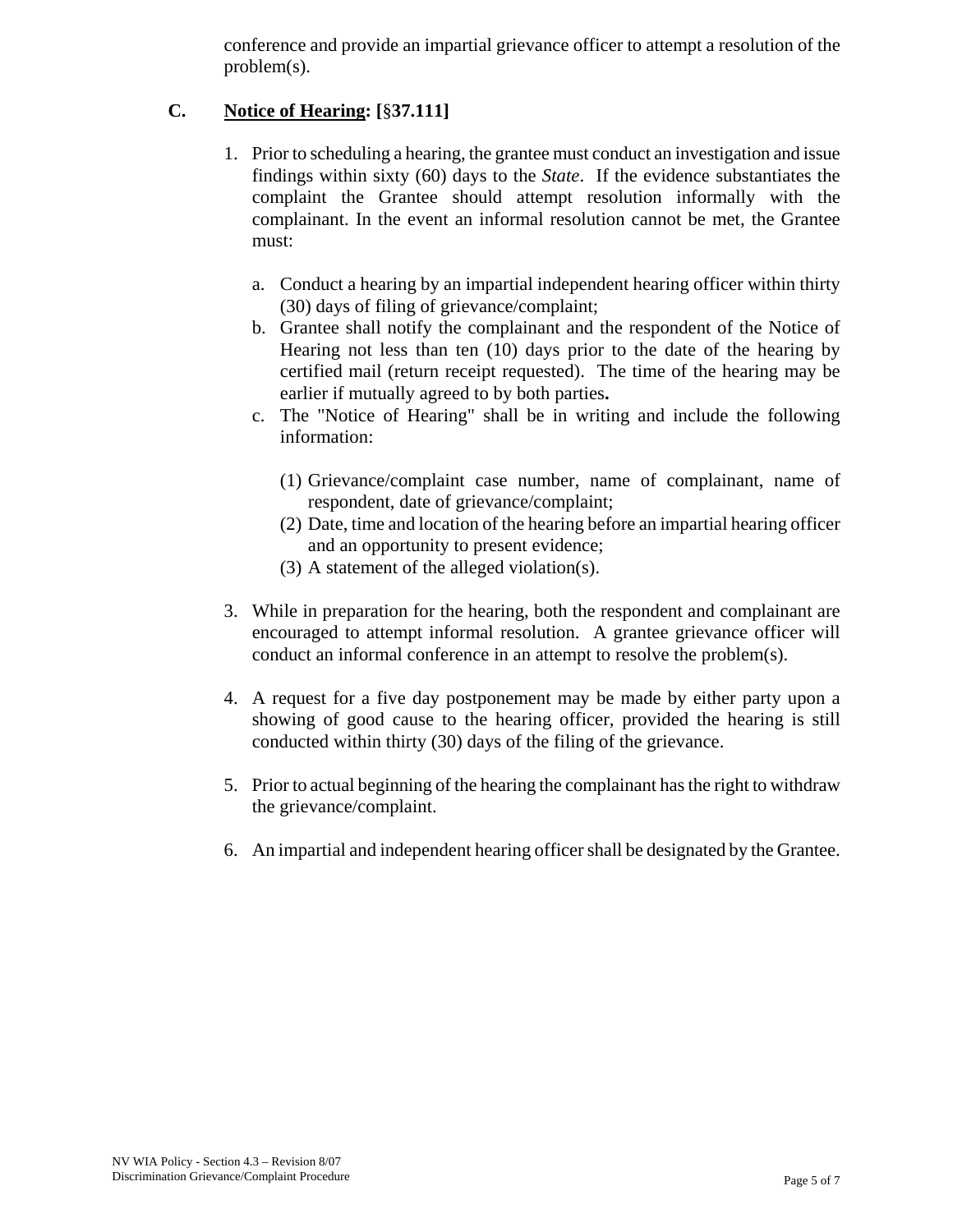conference and provide an impartial grievance officer to attempt a resolution of the problem(s).

### C. **Notice of Hearing: [§37.111]**

1. Prior to scheduling a hearing, the grantee must conduct an investigation and issue findings within sixty (60) days to the *State*. If the evidence substantiates the complaint the Grantee should attempt resolution informally with the complainant. In the event an informal resolution cannot be met, the Grantee must:

   a. Conduct a hearing by an impartial independent hearing officer within thirty (30) days of filing of grievance/complaint;
   
   b. Grantee shall notify the complainant and the respondent of the Notice of Hearing not less than ten (10) days prior to the date of the hearing by certified mail (return receipt requested). The time of the hearing may be earlier if mutually agreed to by both parties**.**
   
   c. The "Notice of Hearing" shall be in writing and include the following information:
   
      (1) Grievance/complaint case number, name of complainant, name of respondent, date of grievance/complaint;
      
      (2) Date, time and location of the hearing before an impartial hearing officer and an opportunity to present evidence;
      
      (3) A statement of the alleged violation(s).

3. While in preparation for the hearing, both the respondent and complainant are encouraged to attempt informal resolution. A grantee grievance officer will conduct an informal conference in an attempt to resolve the problem(s).

4. A request for a five day postponement may be made by either party upon a showing of good cause to the hearing officer, provided the hearing is still conducted within thirty (30) days of the filing of the grievance.

5. Prior to actual beginning of the hearing the complainant has the right to withdraw the grievance/complaint.

6. An impartial and independent hearing officer shall be designated by the Grantee.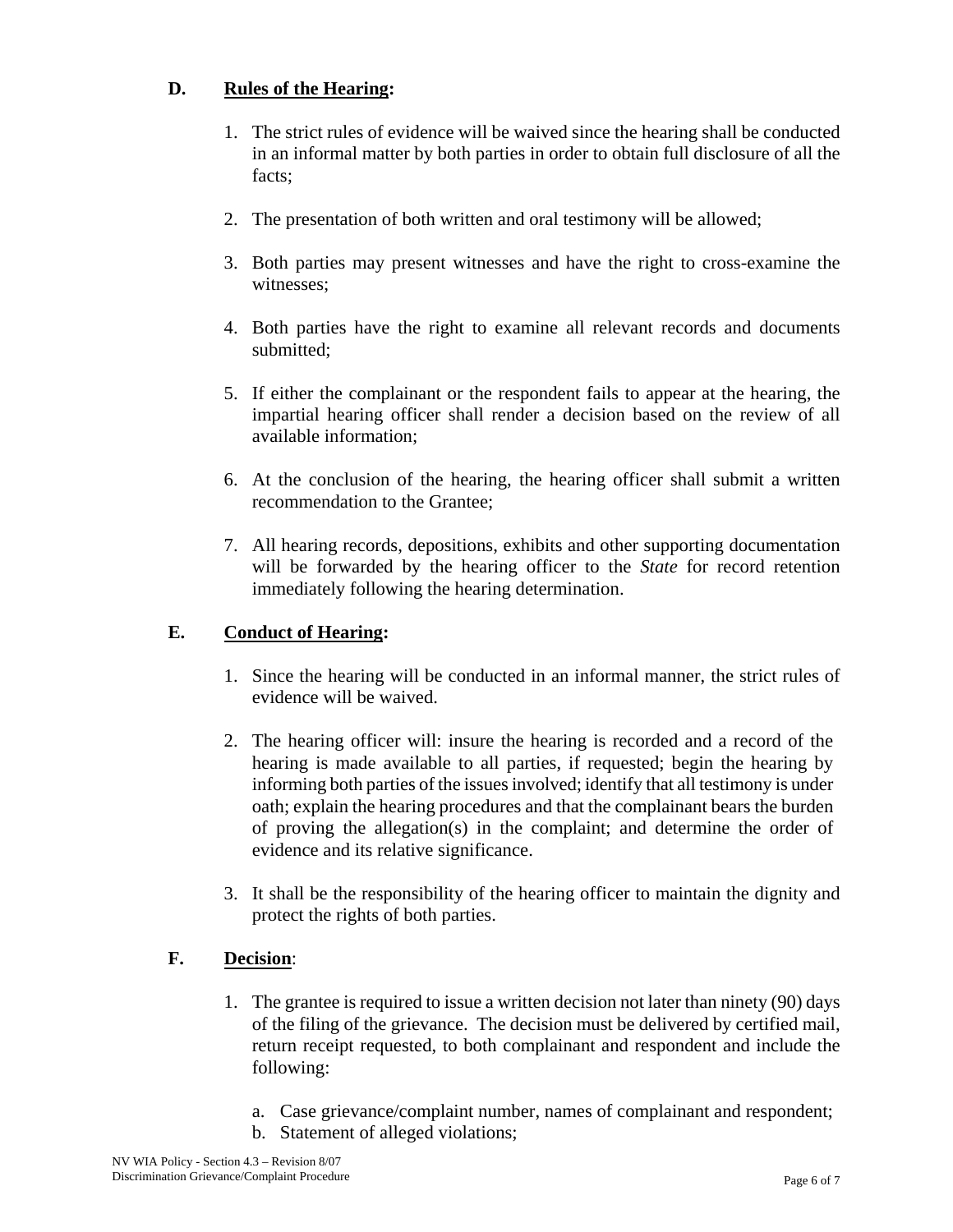**D. Rules of the Hearing:**

1. The strict rules of evidence will be waived since the hearing shall be conducted in an informal matter by both parties in order to obtain full disclosure of all the facts;

2. The presentation of both written and oral testimony will be allowed;

3. Both parties may present witnesses and have the right to cross-examine the witnesses;

4. Both parties have the right to examine all relevant records and documents submitted;

5. If either the complainant or the respondent fails to appear at the hearing, the impartial hearing officer shall render a decision based on the review of all available information;

6. At the conclusion of the hearing, the hearing officer shall submit a written recommendation to the Grantee;

7. All hearing records, depositions, exhibits and other supporting documentation will be forwarded by the hearing officer to the *State* for record retention immediately following the hearing determination.

**E. Conduct of Hearing:**

1. Since the hearing will be conducted in an informal manner, the strict rules of evidence will be waived.

2. The hearing officer will: insure the hearing is recorded and a record of the hearing is made available to all parties, if requested; begin the hearing by informing both parties of the issues involved; identify that all testimony is under oath; explain the hearing procedures and that the complainant bears the burden of proving the allegation(s) in the complaint; and determine the order of evidence and its relative significance.

3. It shall be the responsibility of the hearing officer to maintain the dignity and protect the rights of both parties.

**F. Decision:**

1. The grantee is required to issue a written decision not later than ninety (90) days of the filing of the grievance. The decision must be delivered by certified mail, return receipt requested, to both complainant and respondent and include the following:

   a. Case grievance/complaint number, names of complainant and respondent;
   b. Statement of alleged violations;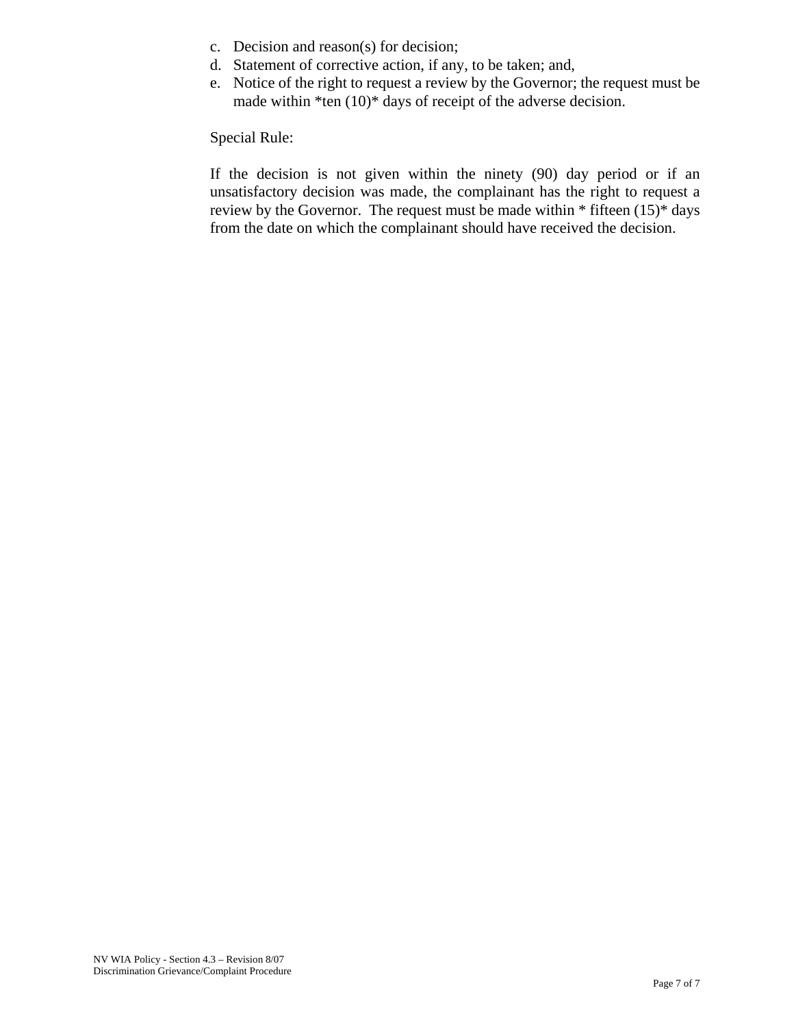c. Decision and reason(s) for decision;
d. Statement of corrective action, if any, to be taken; and,
e. Notice of the right to request a review by the Governor; the request must be made within *ten (10)* days of receipt of the adverse decision.

Special Rule:

If the decision is not given within the ninety (90) day period or if an unsatisfactory decision was made, the complainant has the right to request a review by the Governor. The request must be made within * fifteen (15)* days from the date on which the complainant should have received the decision.